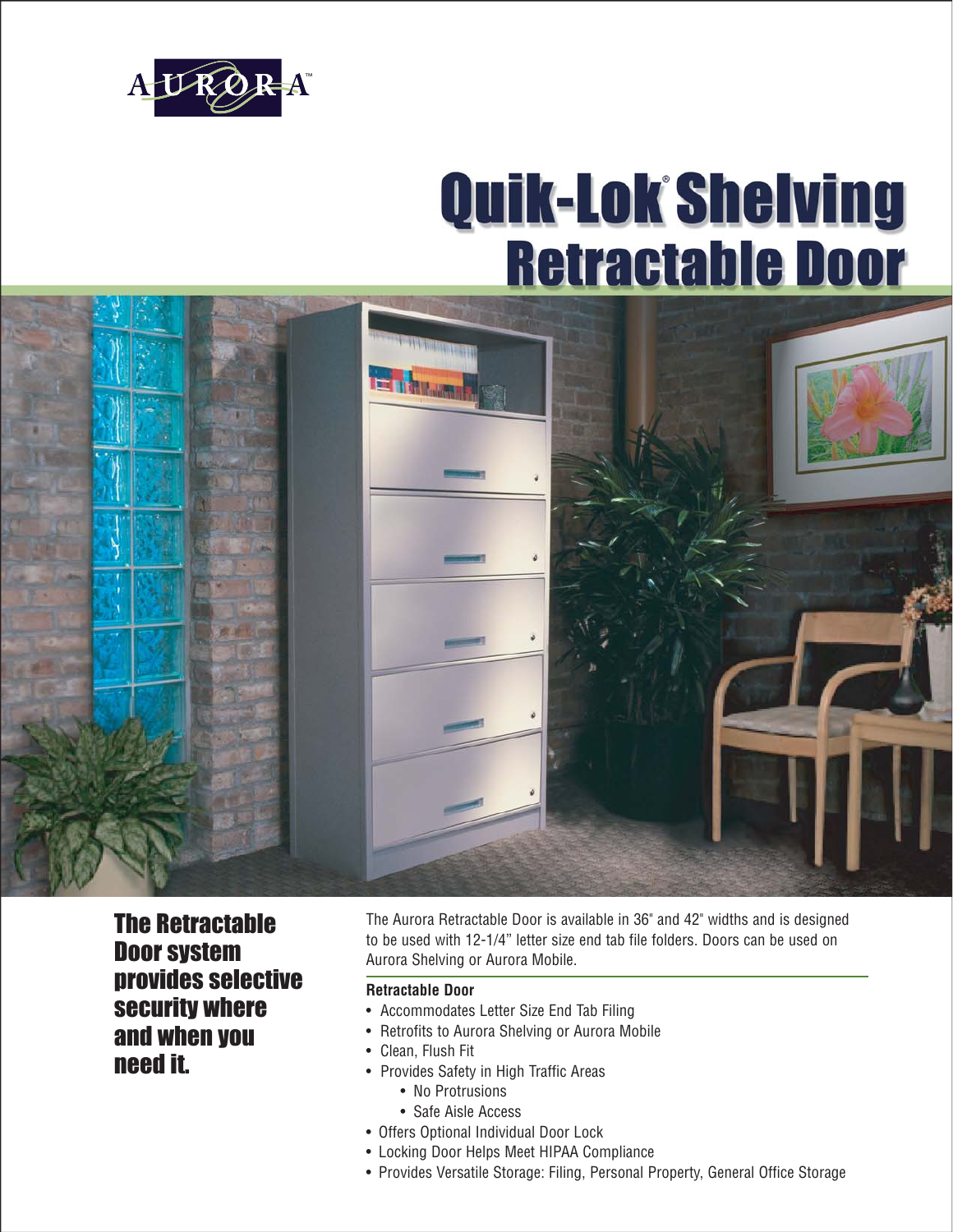AURORA™

# Quik-Lok® Shelving Retractable Door

## The Retractable Door system provides selective security where and when you need it.

The Aurora Retractable Door is available in 36" and 42" widths and is designed to be used with 12-1/4" letter size end tab file folders. Doors can be used on Aurora Shelving or Aurora Mobile.

**Retractable Door**

- Accommodates Letter Size End Tab Filing
- Retrofits to Aurora Shelving or Aurora Mobile
- Clean, Flush Fit
- Provides Safety in High Traffic Areas
    - No Protrusions
    - Safe Aisle Access
- Offers Optional Individual Door Lock
- Locking Door Helps Meet HIPAA Compliance
- Provides Versatile Storage: Filing, Personal Property, General Office Storage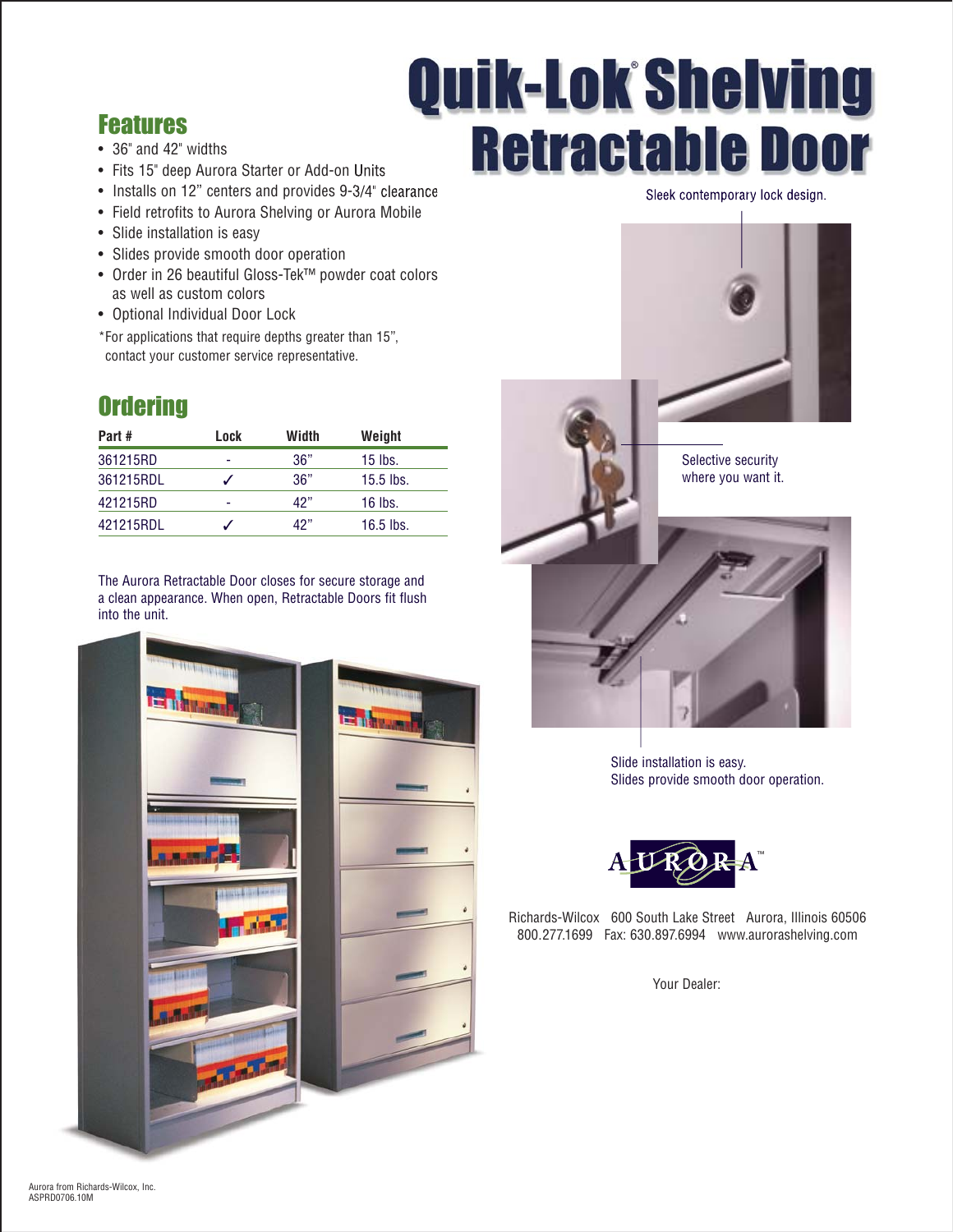# Quik-Lok® Shelving Retractable Door

## Features

- 36" and 42" widths
- Fits 15" deep Aurora Starter or Add-on Units
- Installs on 12" centers and provides 9-3/4" clearance
- Field retrofits to Aurora Shelving or Aurora Mobile
- Slide installation is easy
- Slides provide smooth door operation
- Order in 26 beautiful Gloss-Tek™ powder coat colors as well as custom colors
- Optional Individual Door Lock

*For applications that require depths greater than 15", contact your customer service representative.

## Ordering

| Part # | Lock | Width | Weight |
|---|---|---|---|
| 361215RD | - | 36" | 15 lbs. |
| 361215RDL | ✓ | 36" | 15.5 lbs. |
| 421215RD | - | 42" | 16 lbs. |
| 421215RDL | ✓ | 42" | 16.5 lbs. |

The Aurora Retractable Door closes for secure storage and a clean appearance. When open, Retractable Doors fit flush into the unit.

Sleek contemporary lock design.

Selective security where you want it.

Slide installation is easy.
Slides provide smooth door operation.

AURORA™

Richards-Wilcox 600 South Lake Street Aurora, Illinois 60506
800.277.1699 Fax: 630.897.6994 www.aurorashelving.com

Your Dealer:

Aurora from Richards-Wilcox, Inc.
ASPRD0706.10M